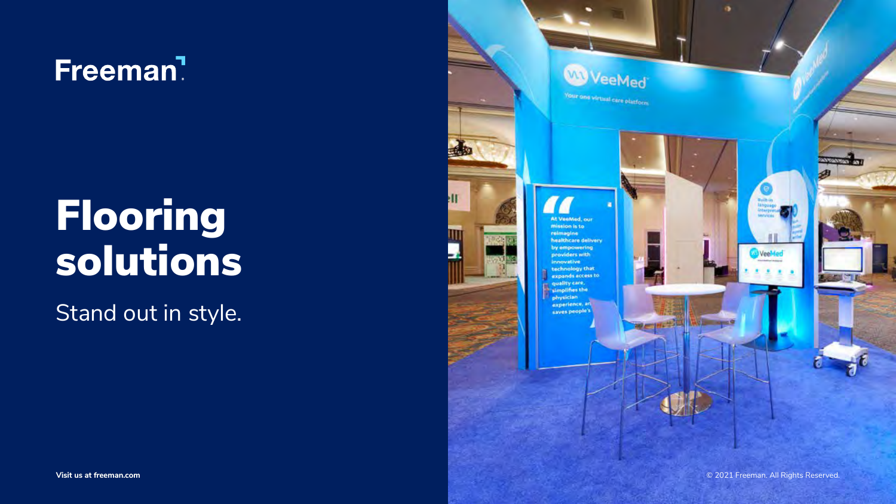Freeman

# Flooring solutions

Stand out in style.

**Visit us at freeman.com**

© 2021 Freeman. All Rights Reserved.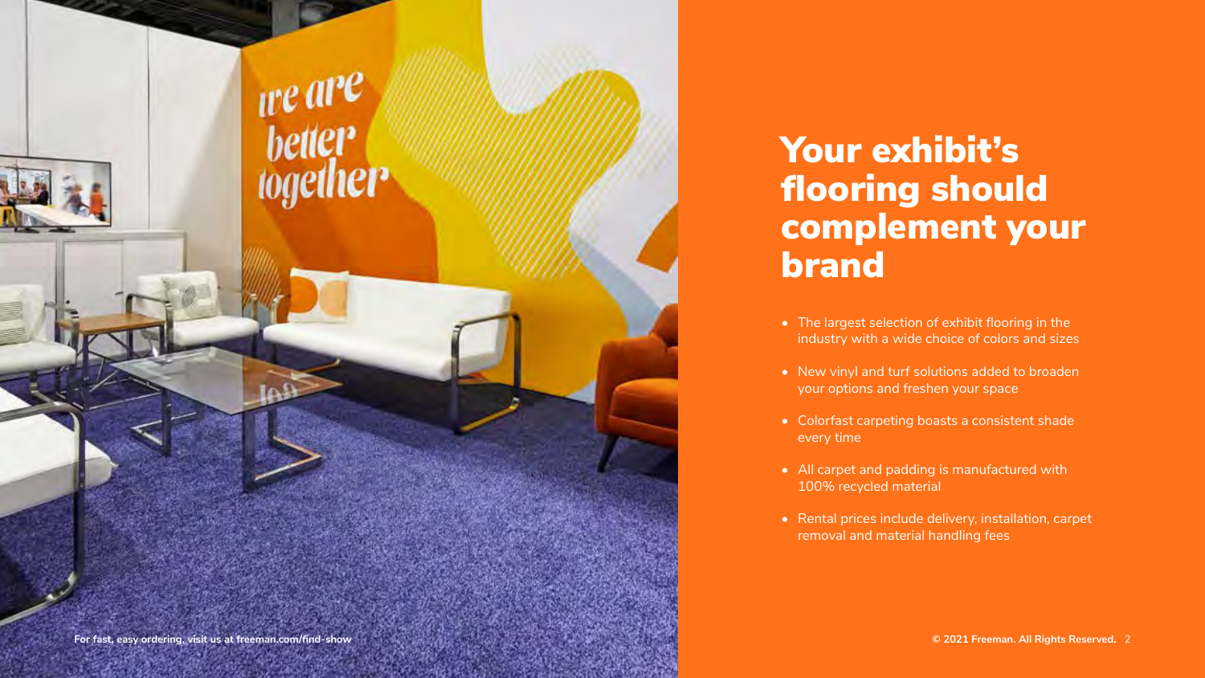# Your exhibit's flooring should complement your brand

- The largest selection of exhibit flooring in the industry with a wide choice of colors and sizes
- New vinyl and turf solutions added to broaden your options and freshen your space
- Colorfast carpeting boasts a consistent shade every time
- All carpet and padding is manufactured with 100% recycled material
- Rental prices include delivery, installation, carpet removal and material handling fees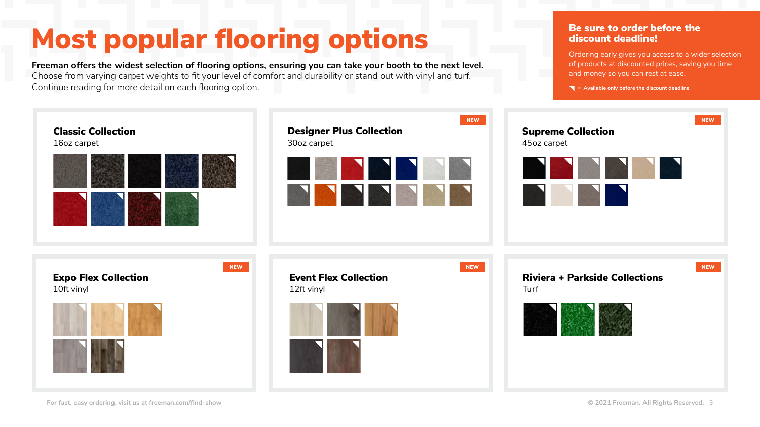# Most popular flooring options

**Freeman offers the widest selection of flooring options, ensuring you can take your booth to the next level.** Choose from varying carpet weights to fit your level of comfort and durability or stand out with vinyl and turf. Continue reading for more detail on each flooring option.

## Be sure to order before the discount deadline!

Ordering early gives you access to a wider selection of products at discounted prices, saving you time and money so you can rest at ease.

◥ = Available only before the discount deadline

### Classic Collection

16oz carpet

### Designer Plus Collection

NEW

30oz carpet

### Supreme Collection

NEW

45oz carpet

### Expo Flex Collection

NEW

10ft vinyl

### Event Flex Collection

NEW

12ft vinyl

### Riviera + Parkside Collections

NEW

Turf

For fast, easy ordering, visit us at freeman.com/find-show

© 2021 Freeman. All Rights Reserved.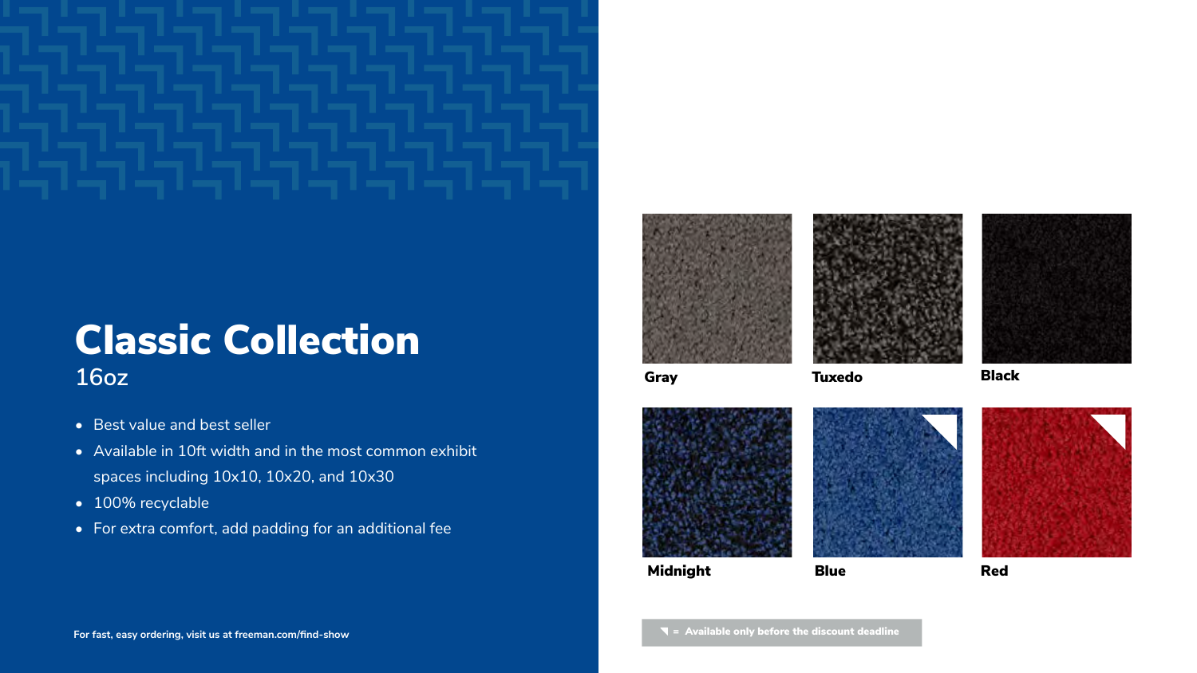# Classic Collection

16oz

- Best value and best seller
- Available in 10ft width and in the most common exhibit spaces including 10x10, 10x20, and 10x30
- 100% recyclable
- For extra comfort, add padding for an additional fee

For fast, easy ordering, visit us at freeman.com/find-show

Gray

Tuxedo

Black

Midnight

Blue

Red

◥ = Available only before the discount deadline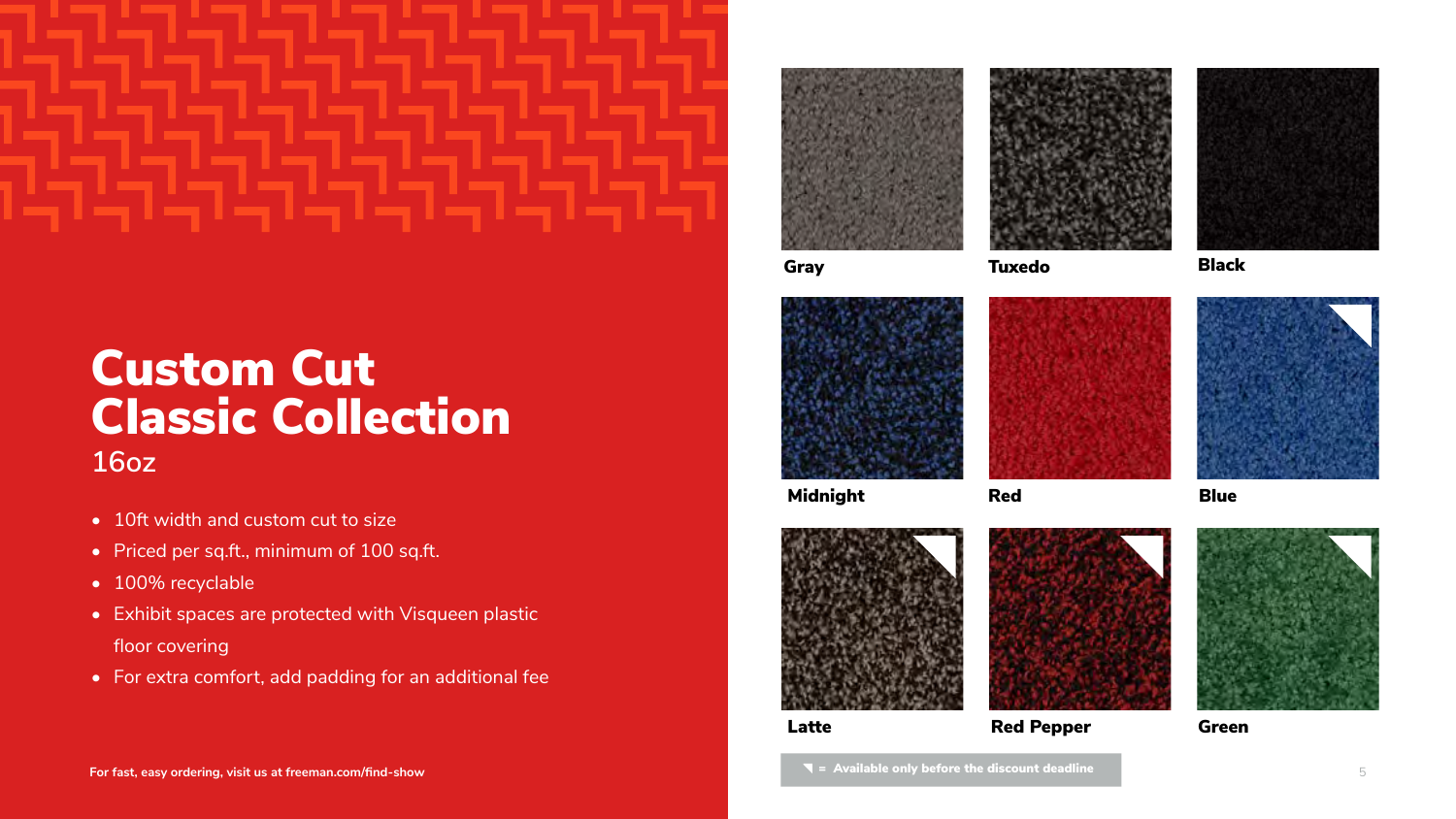# Custom Cut Classic Collection

16oz

- 10ft width and custom cut to size
- Priced per sq.ft., minimum of 100 sq.ft.
- 100% recyclable
- Exhibit spaces are protected with Visqueen plastic floor covering
- For extra comfort, add padding for an additional fee

For fast, easy ordering, visit us at freeman.com/find-show

Gray

Tuxedo

Black

Midnight

Red

Blue ◥

Latte ◥

Red Pepper ◥

Green ◥

◥ = Available only before the discount deadline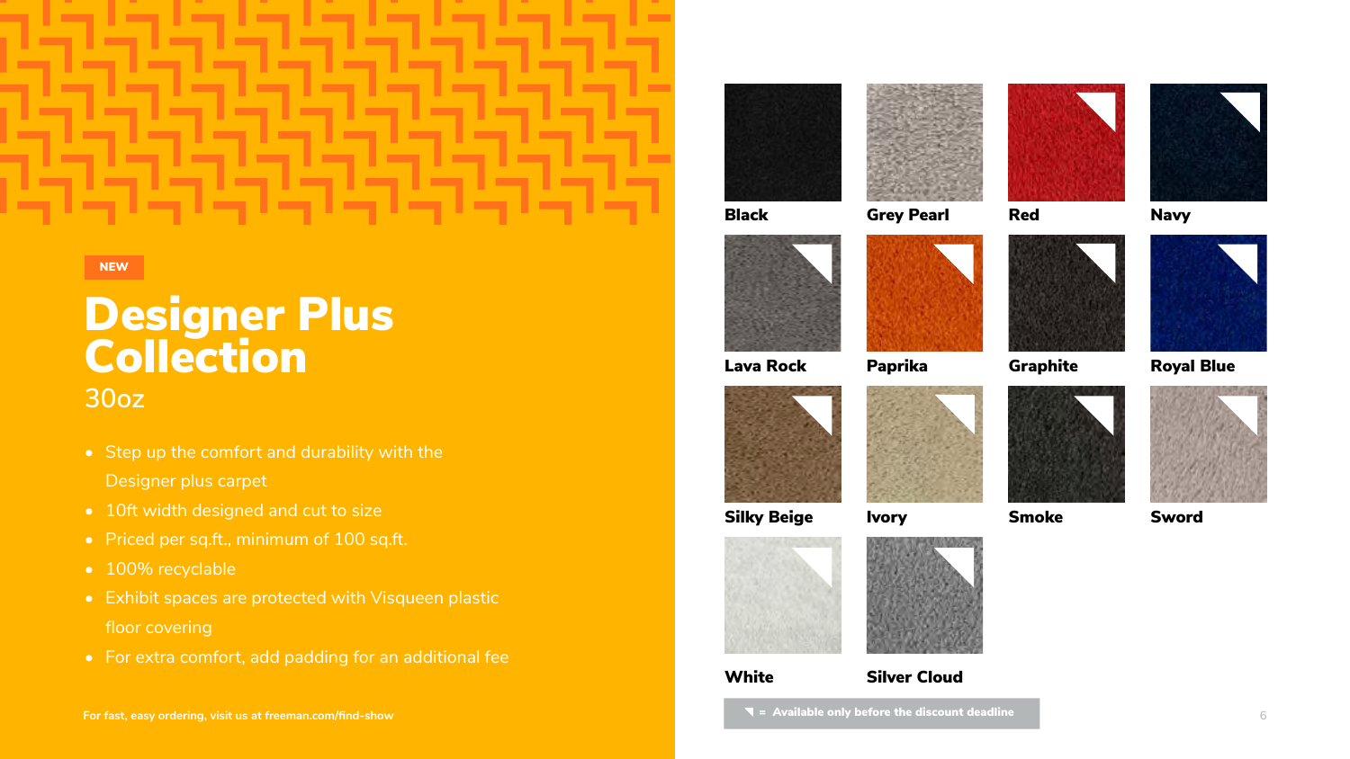NEW

# Designer Plus Collection

30oz

- Step up the comfort and durability with the Designer plus carpet
- 10ft width designed and cut to size
- Priced per sq.ft., minimum of 100 sq.ft.
- 100% recyclable
- Exhibit spaces are protected with Visqueen plastic floor covering
- For extra comfort, add padding for an additional fee

For fast, easy ordering, visit us at freeman.com/find-show

**Black**

**Grey Pearl**

**Red** ◥

**Navy** ◥

**Lava Rock** ◥

**Paprika** ◥

**Graphite** ◥

**Royal Blue** ◥

**Silky Beige** ◥

**Ivory** ◥

**Smoke** ◥

**Sword** ◥

**White** ◥

**Silver Cloud** ◥

◥ = Available only before the discount deadline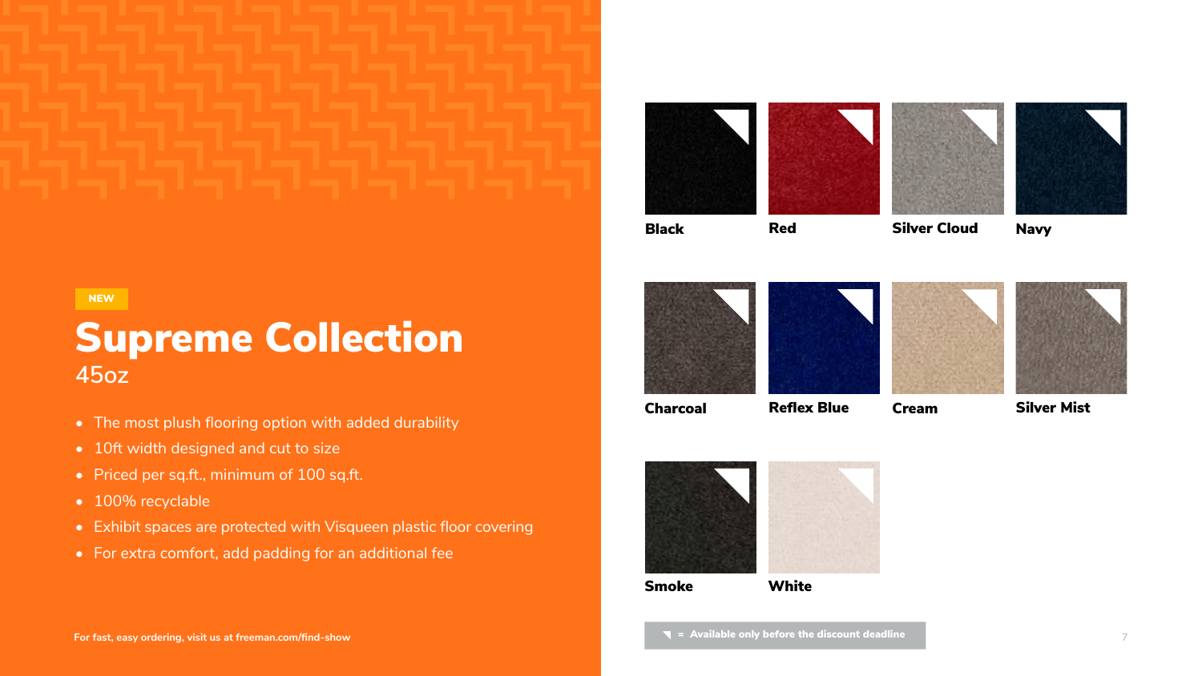NEW

# Supreme Collection

45oz

- The most plush flooring option with added durability
- 10ft width designed and cut to size
- Priced per sq.ft., minimum of 100 sq.ft.
- 100% recyclable
- Exhibit spaces are protected with Visqueen plastic floor covering
- For extra comfort, add padding for an additional fee

For fast, easy ordering, visit us at freeman.com/find-show

**Black** **Red** **Silver Cloud** **Navy**

**Charcoal** **Reflex Blue** **Cream** **Silver Mist**

**Smoke** **White**

◥ = Available only before the discount deadline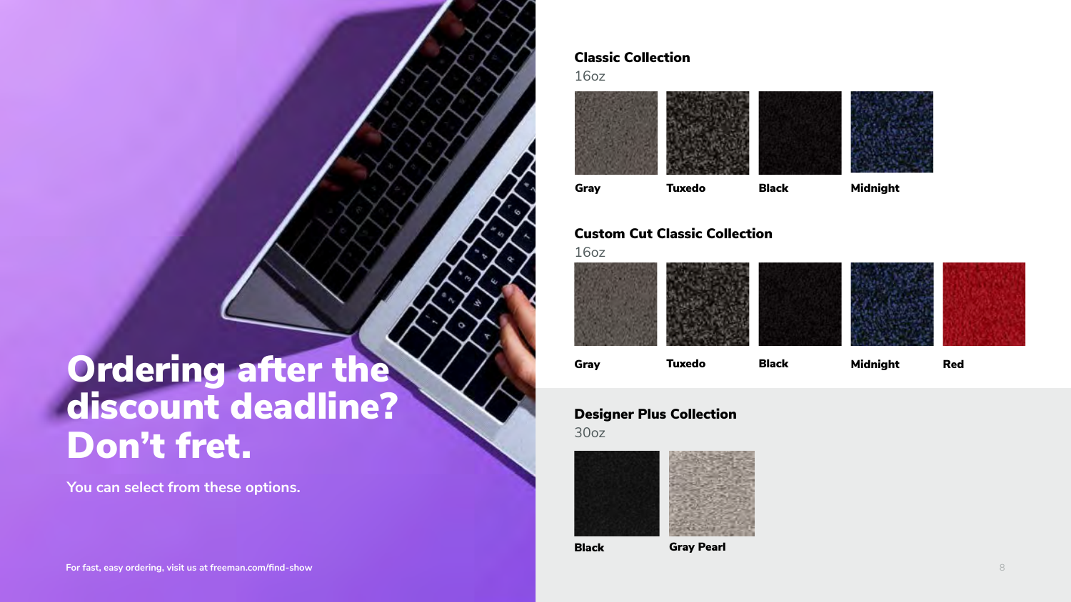# Ordering after the discount deadline? Don't fret.

You can select from these options.

For fast, easy ordering, visit us at freeman.com/find-show

## Classic Collection

16oz

- Gray
- Tuxedo
- Black
- Midnight

## Custom Cut Classic Collection

16oz

- Gray
- Tuxedo
- Black
- Midnight
- Red

## Designer Plus Collection

30oz

- Black
- Gray Pearl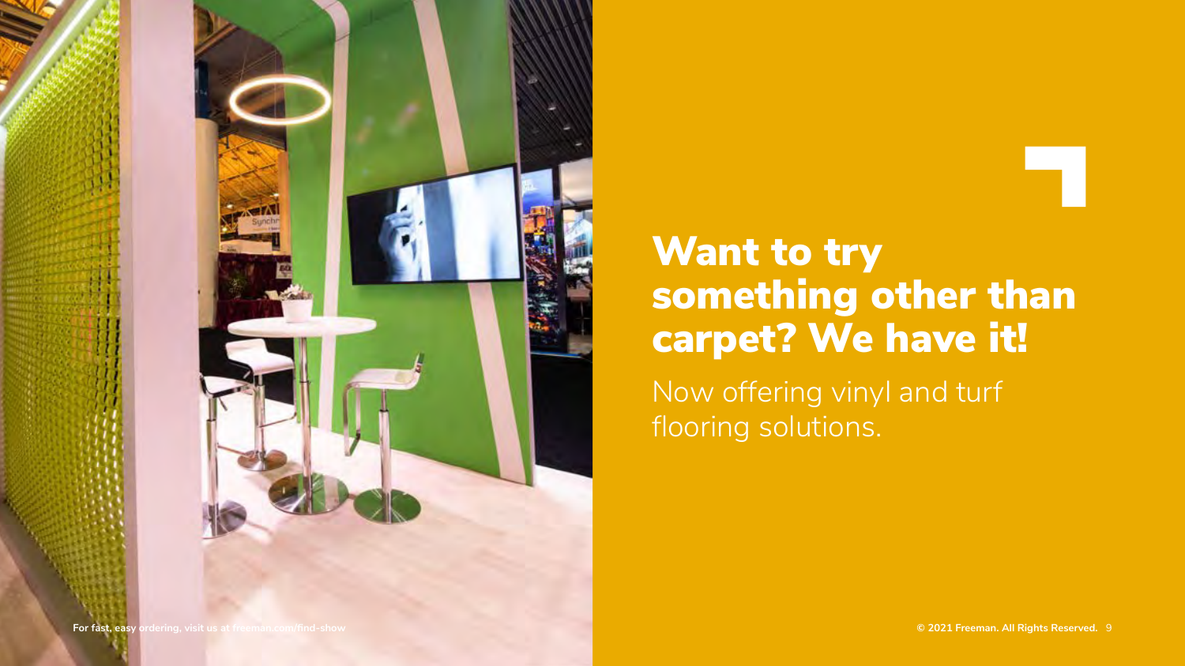# Want to try something other than carpet? We have it!

Now offering vinyl and turf flooring solutions.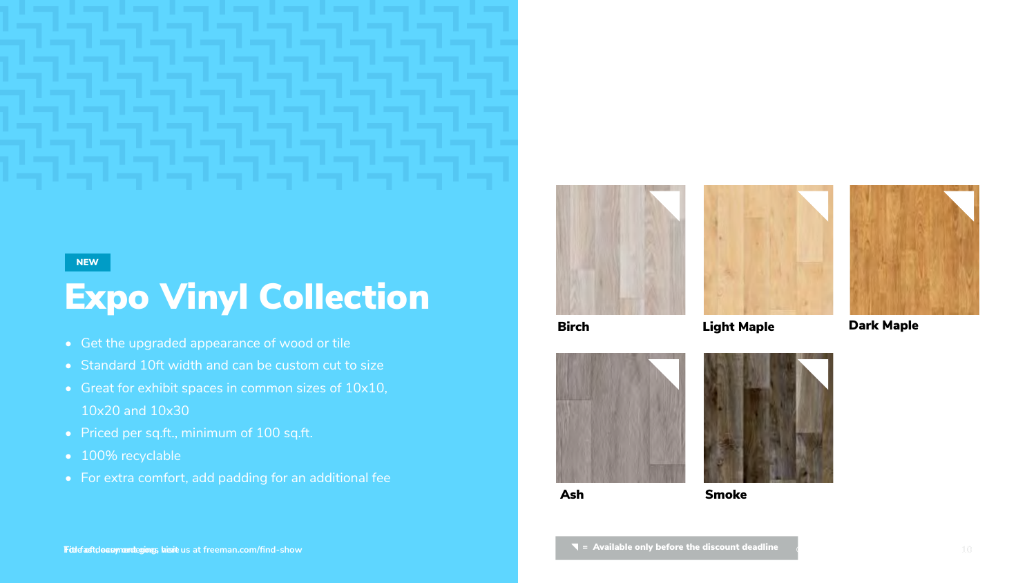NEW

# Expo Vinyl Collection

- Get the upgraded appearance of wood or tile
- Standard 10ft width and can be custom cut to size
- Great for exhibit spaces in common sizes of 10x10, 10x20 and 10x30
- Priced per sq.ft., minimum of 100 sq.ft.
- 100% recyclable
- For extra comfort, add padding for an additional fee

For easy ordering, visit us at freeman.com/find-show

**Birch**

**Light Maple**

**Dark Maple**

**Ash**

**Smoke**

◥ = Available only before the discount deadline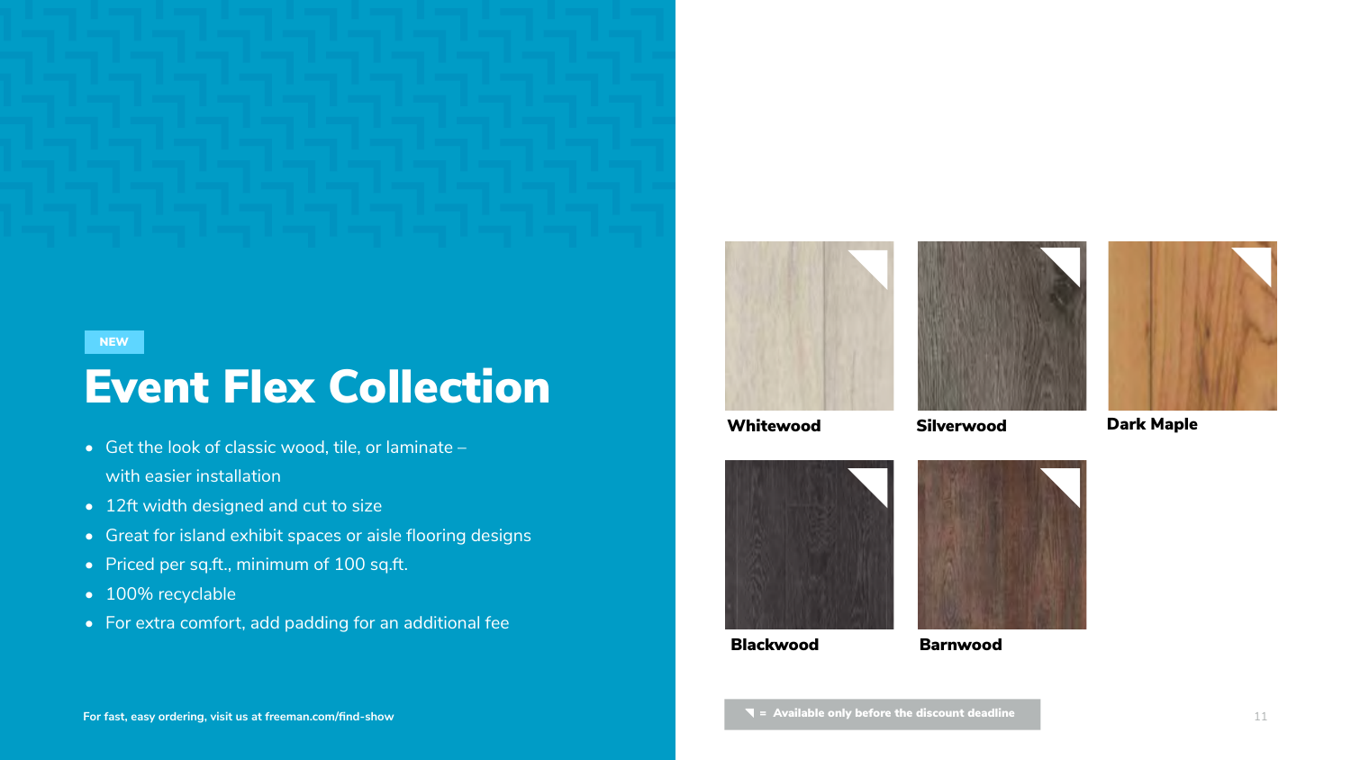NEW

# Event Flex Collection

- Get the look of classic wood, tile, or laminate – with easier installation
- 12ft width designed and cut to size
- Great for island exhibit spaces or aisle flooring designs
- Priced per sq.ft., minimum of 100 sq.ft.
- 100% recyclable
- For extra comfort, add padding for an additional fee

**Whitewood**

**Silverwood**

**Dark Maple**

**Blackwood**

**Barnwood**

**◥ = Available only before the discount deadline**

**For fast, easy ordering, visit us at freeman.com/find-show**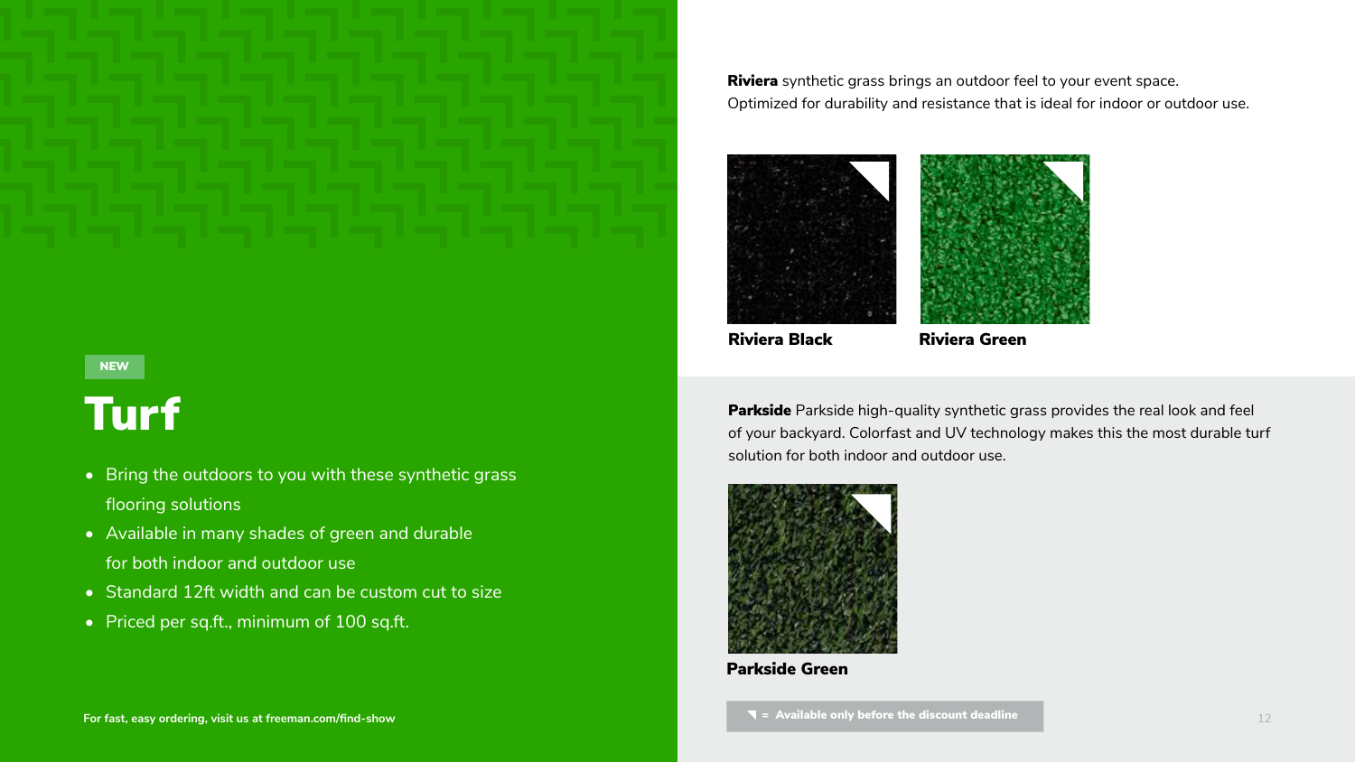NEW

# Turf

- Bring the outdoors to you with these synthetic grass flooring solutions
- Available in many shades of green and durable for both indoor and outdoor use
- Standard 12ft width and can be custom cut to size
- Priced per sq.ft., minimum of 100 sq.ft.

**For fast, easy ordering, visit us at freeman.com/find-show**

**Riviera** synthetic grass brings an outdoor feel to your event space. Optimized for durability and resistance that is ideal for indoor or outdoor use.

**Riviera Black**

**Riviera Green**

**Parkside** Parkside high-quality synthetic grass provides the real look and feel of your backyard. Colorfast and UV technology makes this the most durable turf solution for both indoor and outdoor use.

**Parkside Green**

**◥ = Available only before the discount deadline**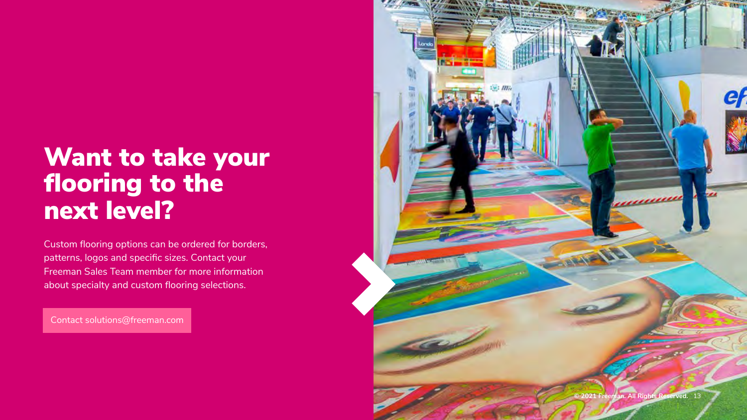# Want to take your flooring to the next level?

Custom flooring options can be ordered for borders, patterns, logos and specific sizes. Contact your Freeman Sales Team member for more information about specialty and custom flooring selections.

Contact solutions@freeman.com

© 2021 Freeman. All Rights Reserved.